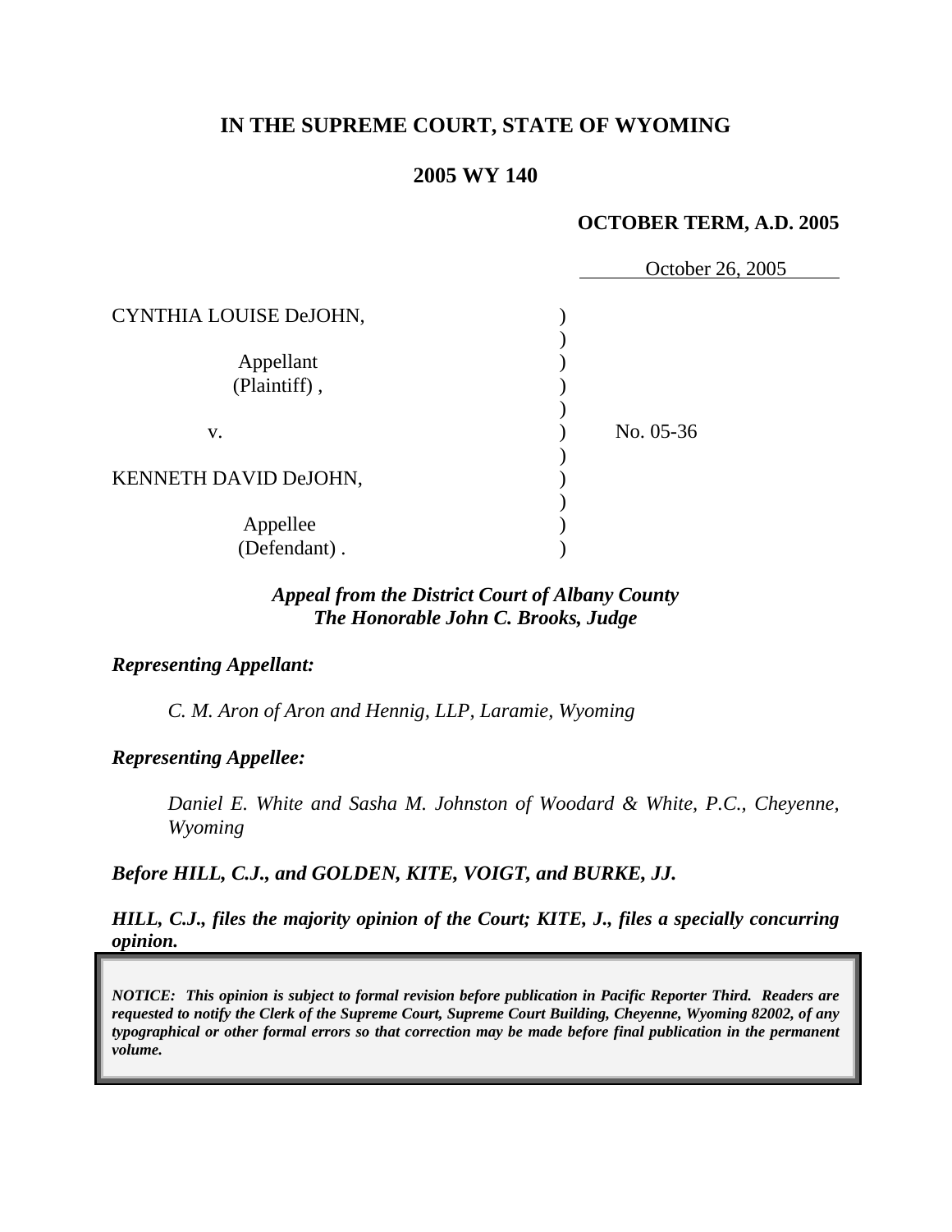**IN THE SUPREME COURT, STATE OF WYOMING**

**2005 WY 140**

**OCTOBER TERM, A.D. 2005**

October 26, 2005

| | | |
|---|---|---|
| CYNTHIA LOUISE DeJOHN,<br><br>Appellant<br>(Plaintiff) ,<br><br>v.<br><br>KENNETH DAVID DeJOHN,<br><br>Appellee<br>(Defendant) . | ) | No. 05-36 |

***Appeal from the District Court of Albany County***
***The Honorable John C. Brooks, Judge***

***Representing Appellant:***

*C. M. Aron of Aron and Hennig, LLP, Laramie, Wyoming*

***Representing Appellee:***

*Daniel E. White and Sasha M. Johnston of Woodard & White, P.C., Cheyenne, Wyoming*

***Before HILL, C.J., and GOLDEN, KITE, VOIGT, and BURKE, JJ.***

***HILL, C.J., files the majority opinion of the Court; KITE, J., files a specially concurring opinion.***

***NOTICE: This opinion is subject to formal revision before publication in Pacific Reporter Third. Readers are requested to notify the Clerk of the Supreme Court, Supreme Court Building, Cheyenne, Wyoming 82002, of any typographical or other formal errors so that correction may be made before final publication in the permanent volume.***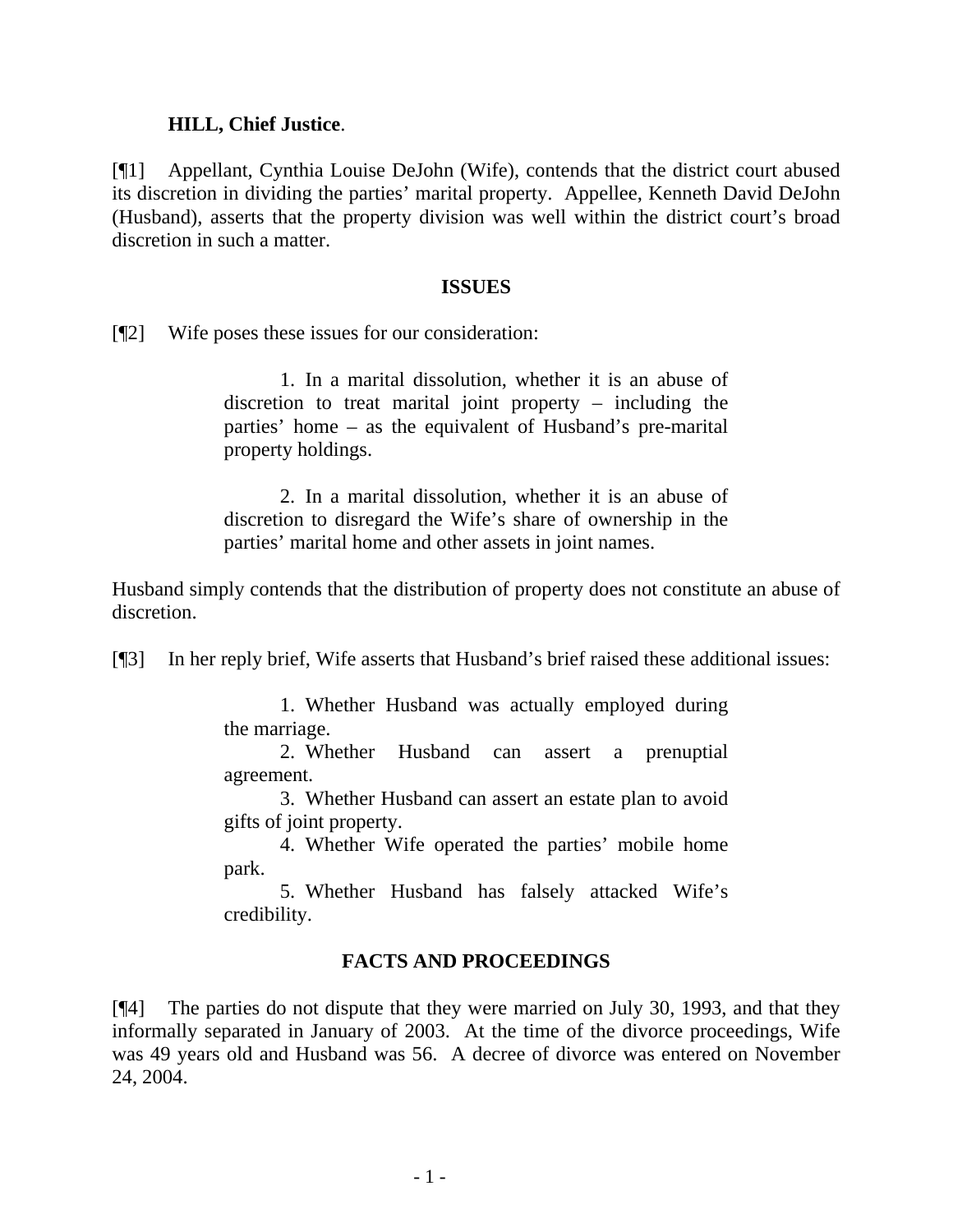**HILL, Chief Justice**.

[¶1] Appellant, Cynthia Louise DeJohn (Wife), contends that the district court abused its discretion in dividing the parties' marital property. Appellee, Kenneth David DeJohn (Husband), asserts that the property division was well within the district court's broad discretion in such a matter.

## ISSUES

[¶2] Wife poses these issues for our consideration:

> 1. In a marital dissolution, whether it is an abuse of discretion to treat marital joint property – including the parties' home – as the equivalent of Husband's pre-marital property holdings.
>
> 2. In a marital dissolution, whether it is an abuse of discretion to disregard the Wife's share of ownership in the parties' marital home and other assets in joint names.

Husband simply contends that the distribution of property does not constitute an abuse of discretion.

[¶3] In her reply brief, Wife asserts that Husband's brief raised these additional issues:

> 1. Whether Husband was actually employed during the marriage.
> 2. Whether Husband can assert a prenuptial agreement.
> 3. Whether Husband can assert an estate plan to avoid gifts of joint property.
> 4. Whether Wife operated the parties' mobile home park.
> 5. Whether Husband has falsely attacked Wife's credibility.

## FACTS AND PROCEEDINGS

[¶4] The parties do not dispute that they were married on July 30, 1993, and that they informally separated in January of 2003. At the time of the divorce proceedings, Wife was 49 years old and Husband was 56. A decree of divorce was entered on November 24, 2004.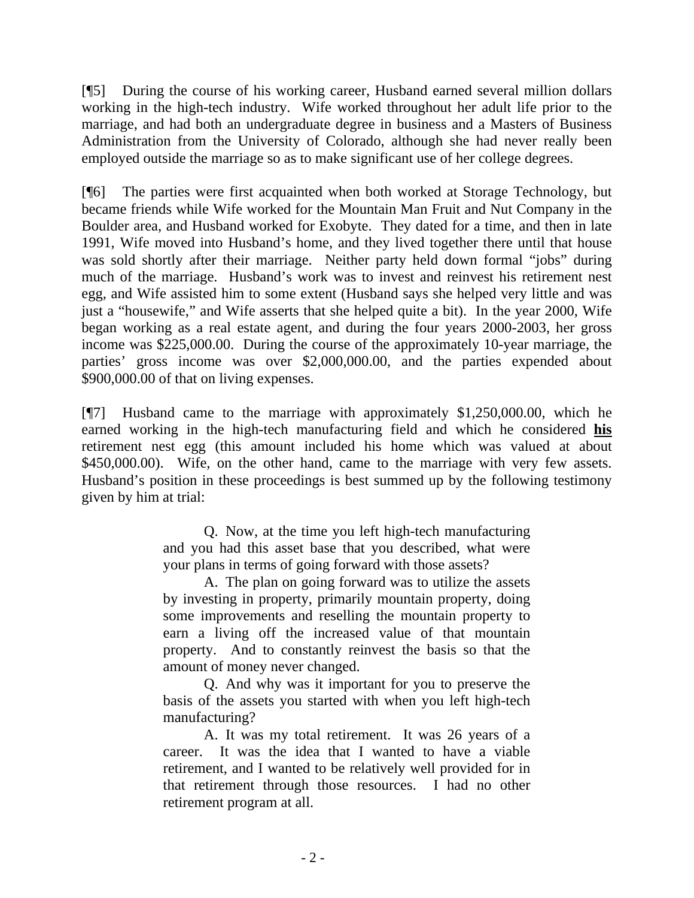[¶5] During the course of his working career, Husband earned several million dollars working in the high-tech industry. Wife worked throughout her adult life prior to the marriage, and had both an undergraduate degree in business and a Masters of Business Administration from the University of Colorado, although she had never really been employed outside the marriage so as to make significant use of her college degrees.

[¶6] The parties were first acquainted when both worked at Storage Technology, but became friends while Wife worked for the Mountain Man Fruit and Nut Company in the Boulder area, and Husband worked for Exobyte. They dated for a time, and then in late 1991, Wife moved into Husband's home, and they lived together there until that house was sold shortly after their marriage. Neither party held down formal "jobs" during much of the marriage. Husband's work was to invest and reinvest his retirement nest egg, and Wife assisted him to some extent (Husband says she helped very little and was just a "housewife," and Wife asserts that she helped quite a bit). In the year 2000, Wife began working as a real estate agent, and during the four years 2000-2003, her gross income was $225,000.00. During the course of the approximately 10-year marriage, the parties' gross income was over $2,000,000.00, and the parties expended about $900,000.00 of that on living expenses.

[¶7] Husband came to the marriage with approximately $1,250,000.00, which he earned working in the high-tech manufacturing field and which he considered **his** retirement nest egg (this amount included his home which was valued at about $450,000.00). Wife, on the other hand, came to the marriage with very few assets. Husband's position in these proceedings is best summed up by the following testimony given by him at trial:

> Q. Now, at the time you left high-tech manufacturing and you had this asset base that you described, what were your plans in terms of going forward with those assets?
>
> A. The plan on going forward was to utilize the assets by investing in property, primarily mountain property, doing some improvements and reselling the mountain property to earn a living off the increased value of that mountain property. And to constantly reinvest the basis so that the amount of money never changed.
>
> Q. And why was it important for you to preserve the basis of the assets you started with when you left high-tech manufacturing?
>
> A. It was my total retirement. It was 26 years of a career. It was the idea that I wanted to have a viable retirement, and I wanted to be relatively well provided for in that retirement through those resources. I had no other retirement program at all.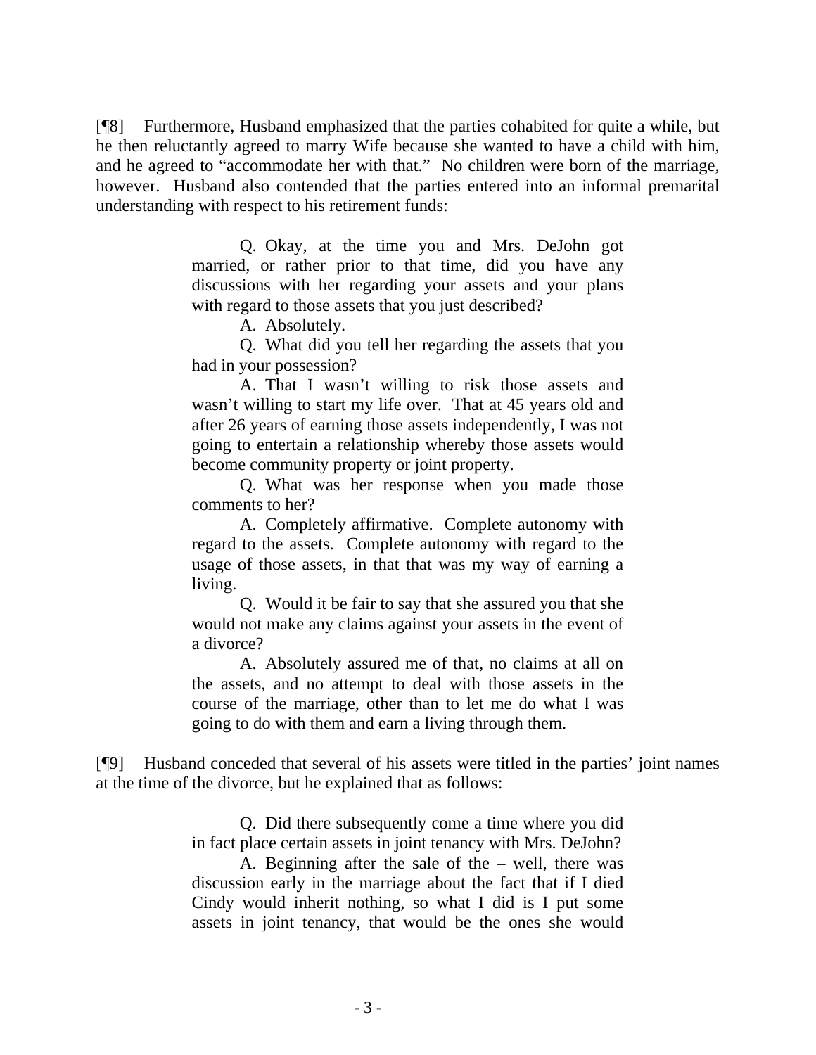[¶8] Furthermore, Husband emphasized that the parties cohabited for quite a while, but he then reluctantly agreed to marry Wife because she wanted to have a child with him, and he agreed to "accommodate her with that." No children were born of the marriage, however. Husband also contended that the parties entered into an informal premarital understanding with respect to his retirement funds:

> Q. Okay, at the time you and Mrs. DeJohn got married, or rather prior to that time, did you have any discussions with her regarding your assets and your plans with regard to those assets that you just described?
>
> A. Absolutely.
>
> Q. What did you tell her regarding the assets that you had in your possession?
>
> A. That I wasn't willing to risk those assets and wasn't willing to start my life over. That at 45 years old and after 26 years of earning those assets independently, I was not going to entertain a relationship whereby those assets would become community property or joint property.
>
> Q. What was her response when you made those comments to her?
>
> A. Completely affirmative. Complete autonomy with regard to the assets. Complete autonomy with regard to the usage of those assets, in that that was my way of earning a living.
>
> Q. Would it be fair to say that she assured you that she would not make any claims against your assets in the event of a divorce?
>
> A. Absolutely assured me of that, no claims at all on the assets, and no attempt to deal with those assets in the course of the marriage, other than to let me do what I was going to do with them and earn a living through them.

[¶9] Husband conceded that several of his assets were titled in the parties' joint names at the time of the divorce, but he explained that as follows:

> Q. Did there subsequently come a time where you did in fact place certain assets in joint tenancy with Mrs. DeJohn?
>
> A. Beginning after the sale of the – well, there was discussion early in the marriage about the fact that if I died Cindy would inherit nothing, so what I did is I put some assets in joint tenancy, that would be the ones she would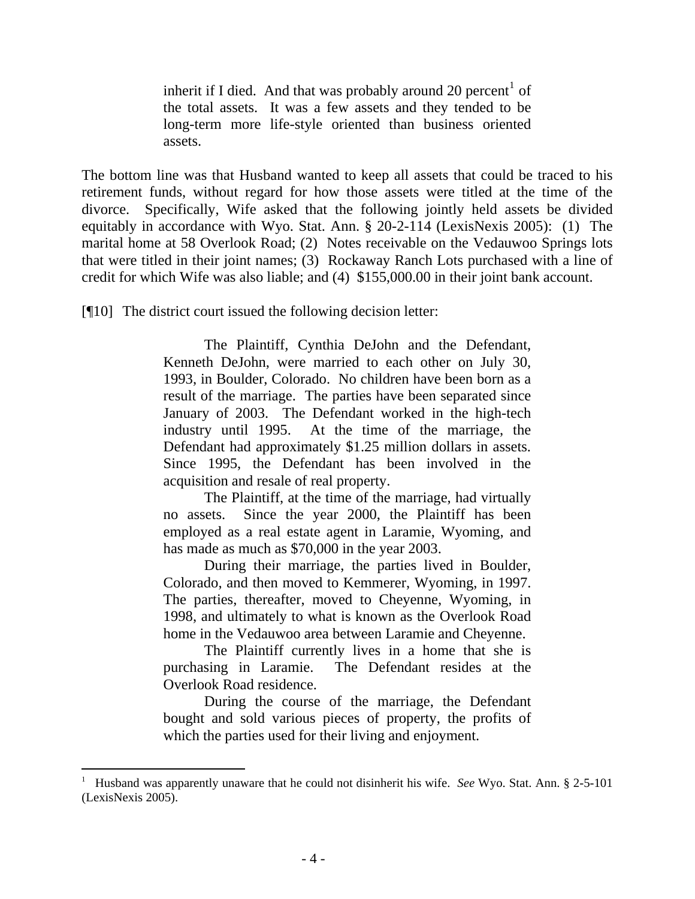> inherit if I died. And that was probably around 20 percent[1] of the total assets. It was a few assets and they tended to be long-term more life-style oriented than business oriented assets.

The bottom line was that Husband wanted to keep all assets that could be traced to his retirement funds, without regard for how those assets were titled at the time of the divorce. Specifically, Wife asked that the following jointly held assets be divided equitably in accordance with Wyo. Stat. Ann. § 20-2-114 (LexisNexis 2005): (1) The marital home at 58 Overlook Road; (2) Notes receivable on the Vedauwoo Springs lots that were titled in their joint names; (3) Rockaway Ranch Lots purchased with a line of credit for which Wife was also liable; and (4) $155,000.00 in their joint bank account.

[¶10] The district court issued the following decision letter:

> The Plaintiff, Cynthia DeJohn and the Defendant, Kenneth DeJohn, were married to each other on July 30, 1993, in Boulder, Colorado. No children have been born as a result of the marriage. The parties have been separated since January of 2003. The Defendant worked in the high-tech industry until 1995. At the time of the marriage, the Defendant had approximately $1.25 million dollars in assets. Since 1995, the Defendant has been involved in the acquisition and resale of real property.
>
> The Plaintiff, at the time of the marriage, had virtually no assets. Since the year 2000, the Plaintiff has been employed as a real estate agent in Laramie, Wyoming, and has made as much as $70,000 in the year 2003.
>
> During their marriage, the parties lived in Boulder, Colorado, and then moved to Kemmerer, Wyoming, in 1997. The parties, thereafter, moved to Cheyenne, Wyoming, in 1998, and ultimately to what is known as the Overlook Road home in the Vedauwoo area between Laramie and Cheyenne.
>
> The Plaintiff currently lives in a home that she is purchasing in Laramie. The Defendant resides at the Overlook Road residence.
>
> During the course of the marriage, the Defendant bought and sold various pieces of property, the profits of which the parties used for their living and enjoyment.

---

[1] Husband was apparently unaware that he could not disinherit his wife. *See* Wyo. Stat. Ann. § 2-5-101 (LexisNexis 2005).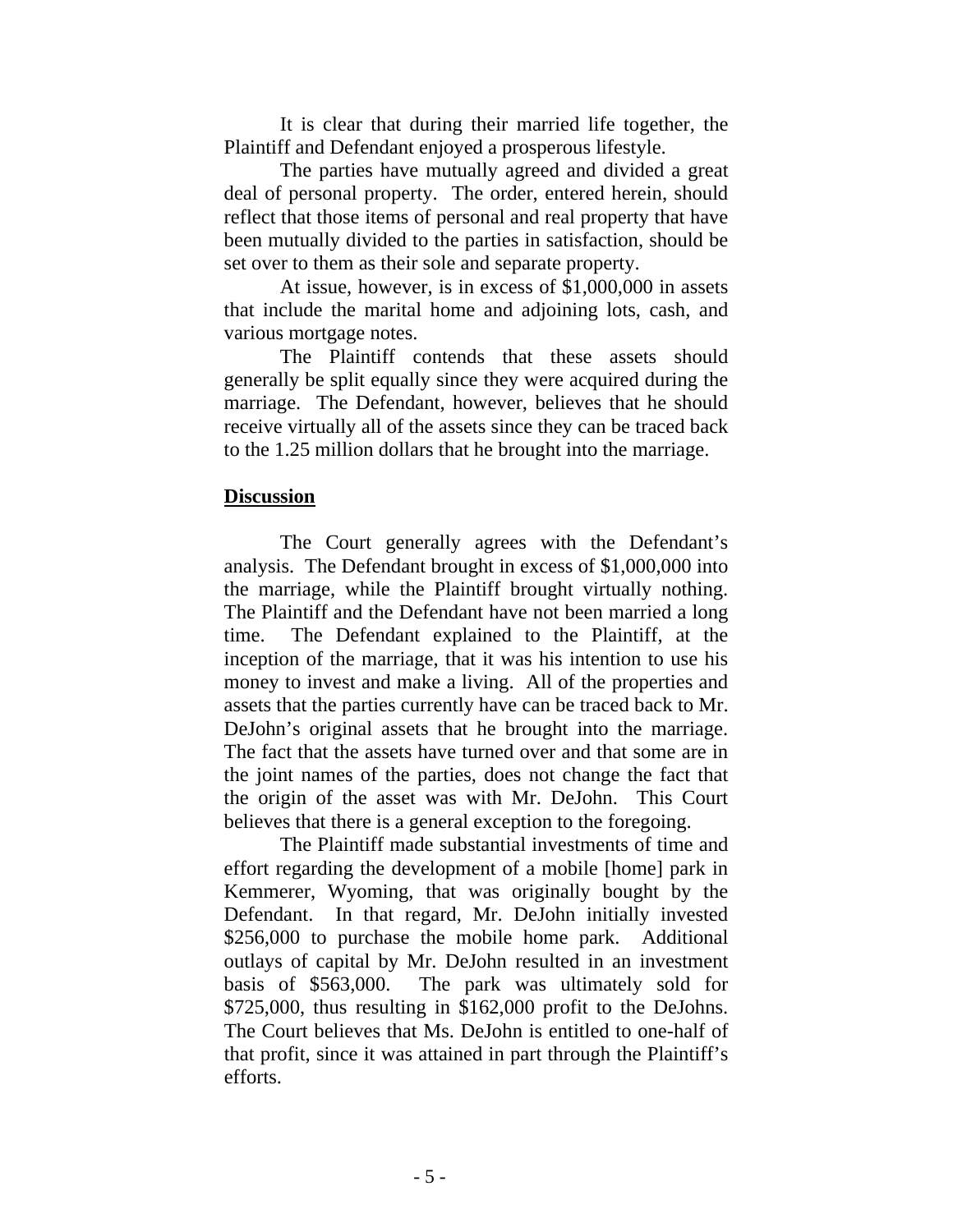It is clear that during their married life together, the Plaintiff and Defendant enjoyed a prosperous lifestyle.

The parties have mutually agreed and divided a great deal of personal property. The order, entered herein, should reflect that those items of personal and real property that have been mutually divided to the parties in satisfaction, should be set over to them as their sole and separate property.

At issue, however, is in excess of $1,000,000 in assets that include the marital home and adjoining lots, cash, and various mortgage notes.

The Plaintiff contends that these assets should generally be split equally since they were acquired during the marriage. The Defendant, however, believes that he should receive virtually all of the assets since they can be traced back to the 1.25 million dollars that he brought into the marriage.

**Discussion**

The Court generally agrees with the Defendant's analysis. The Defendant brought in excess of $1,000,000 into the marriage, while the Plaintiff brought virtually nothing. The Plaintiff and the Defendant have not been married a long time. The Defendant explained to the Plaintiff, at the inception of the marriage, that it was his intention to use his money to invest and make a living. All of the properties and assets that the parties currently have can be traced back to Mr. DeJohn's original assets that he brought into the marriage. The fact that the assets have turned over and that some are in the joint names of the parties, does not change the fact that the origin of the asset was with Mr. DeJohn. This Court believes that there is a general exception to the foregoing.

The Plaintiff made substantial investments of time and effort regarding the development of a mobile [home] park in Kemmerer, Wyoming, that was originally bought by the Defendant. In that regard, Mr. DeJohn initially invested $256,000 to purchase the mobile home park. Additional outlays of capital by Mr. DeJohn resulted in an investment basis of $563,000. The park was ultimately sold for $725,000, thus resulting in $162,000 profit to the DeJohns. The Court believes that Ms. DeJohn is entitled to one-half of that profit, since it was attained in part through the Plaintiff's efforts.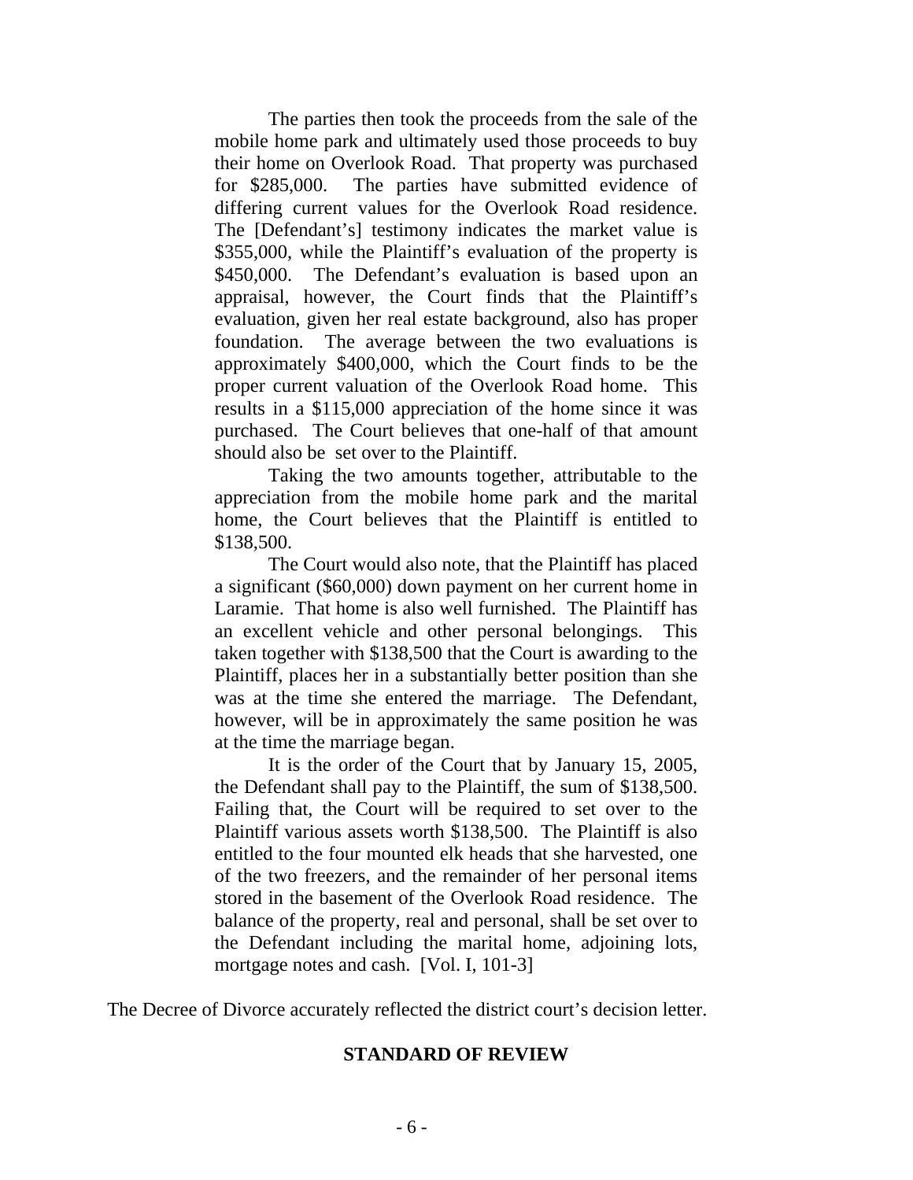> The parties then took the proceeds from the sale of the mobile home park and ultimately used those proceeds to buy their home on Overlook Road. That property was purchased for $285,000. The parties have submitted evidence of differing current values for the Overlook Road residence. The [Defendant's] testimony indicates the market value is $355,000, while the Plaintiff's evaluation of the property is $450,000. The Defendant's evaluation is based upon an appraisal, however, the Court finds that the Plaintiff's evaluation, given her real estate background, also has proper foundation. The average between the two evaluations is approximately $400,000, which the Court finds to be the proper current valuation of the Overlook Road home. This results in a $115,000 appreciation of the home since it was purchased. The Court believes that one-half of that amount should also be set over to the Plaintiff.
>
> Taking the two amounts together, attributable to the appreciation from the mobile home park and the marital home, the Court believes that the Plaintiff is entitled to $138,500.
>
> The Court would also note, that the Plaintiff has placed a significant ($60,000) down payment on her current home in Laramie. That home is also well furnished. The Plaintiff has an excellent vehicle and other personal belongings. This taken together with $138,500 that the Court is awarding to the Plaintiff, places her in a substantially better position than she was at the time she entered the marriage. The Defendant, however, will be in approximately the same position he was at the time the marriage began.
>
> It is the order of the Court that by January 15, 2005, the Defendant shall pay to the Plaintiff, the sum of $138,500. Failing that, the Court will be required to set over to the Plaintiff various assets worth $138,500. The Plaintiff is also entitled to the four mounted elk heads that she harvested, one of the two freezers, and the remainder of her personal items stored in the basement of the Overlook Road residence. The balance of the property, real and personal, shall be set over to the Defendant including the marital home, adjoining lots, mortgage notes and cash. [Vol. I, 101-3]

The Decree of Divorce accurately reflected the district court's decision letter.

## STANDARD OF REVIEW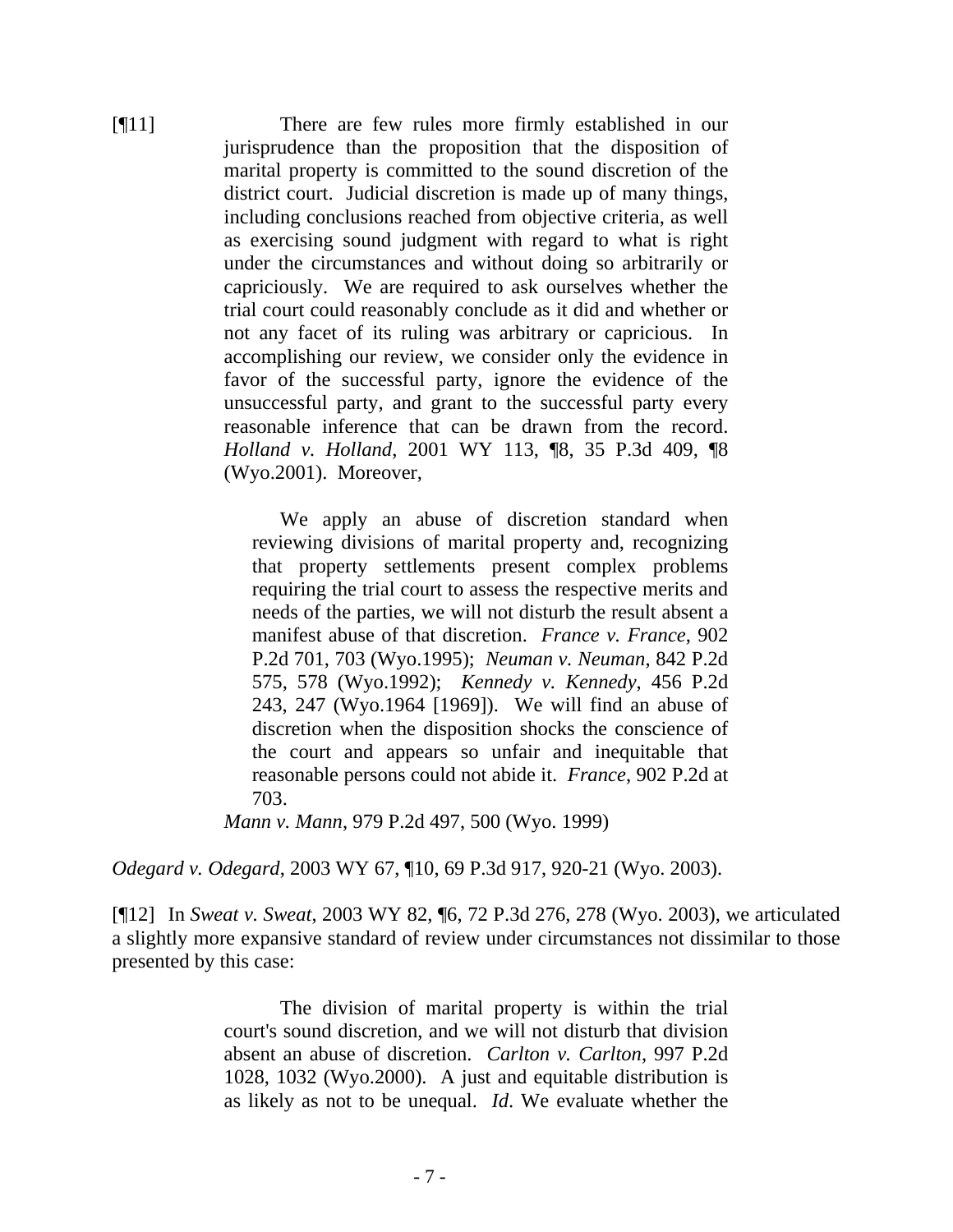[¶11] There are few rules more firmly established in our jurisprudence than the proposition that the disposition of marital property is committed to the sound discretion of the district court. Judicial discretion is made up of many things, including conclusions reached from objective criteria, as well as exercising sound judgment with regard to what is right under the circumstances and without doing so arbitrarily or capriciously. We are required to ask ourselves whether the trial court could reasonably conclude as it did and whether or not any facet of its ruling was arbitrary or capricious. In accomplishing our review, we consider only the evidence in favor of the successful party, ignore the evidence of the unsuccessful party, and grant to the successful party every reasonable inference that can be drawn from the record. *Holland v. Holland*, 2001 WY 113, ¶8, 35 P.3d 409, ¶8 (Wyo.2001). Moreover,

> We apply an abuse of discretion standard when reviewing divisions of marital property and, recognizing that property settlements present complex problems requiring the trial court to assess the respective merits and needs of the parties, we will not disturb the result absent a manifest abuse of that discretion. *France v. France*, 902 P.2d 701, 703 (Wyo.1995); *Neuman v. Neuman*, 842 P.2d 575, 578 (Wyo.1992); *Kennedy v. Kennedy*, 456 P.2d 243, 247 (Wyo.1964 [1969]). We will find an abuse of discretion when the disposition shocks the conscience of the court and appears so unfair and inequitable that reasonable persons could not abide it. *France*, 902 P.2d at 703.

*Mann v. Mann*, 979 P.2d 497, 500 (Wyo. 1999)

*Odegard v. Odegard*, 2003 WY 67, ¶10, 69 P.3d 917, 920-21 (Wyo. 2003).

[¶12] In *Sweat v. Sweat*, 2003 WY 82, ¶6, 72 P.3d 276, 278 (Wyo. 2003), we articulated a slightly more expansive standard of review under circumstances not dissimilar to those presented by this case:

> The division of marital property is within the trial court's sound discretion, and we will not disturb that division absent an abuse of discretion. *Carlton v. Carlton*, 997 P.2d 1028, 1032 (Wyo.2000). A just and equitable distribution is as likely as not to be unequal. *Id*. We evaluate whether the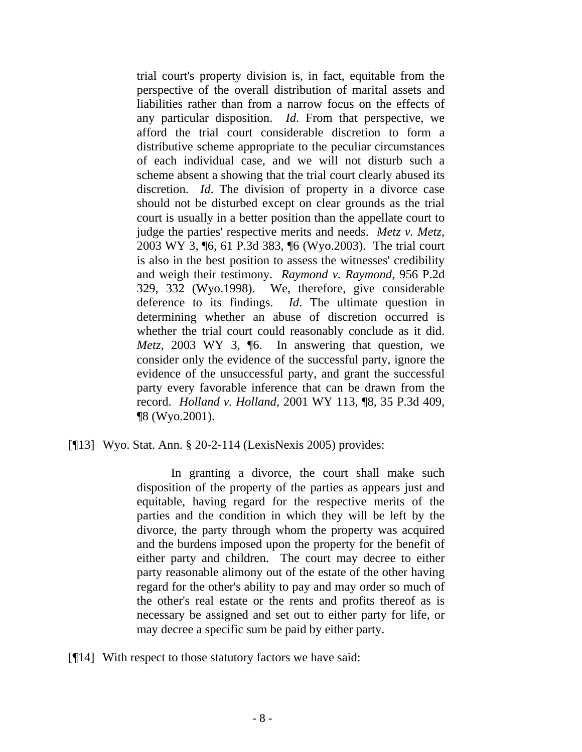trial court's property division is, in fact, equitable from the perspective of the overall distribution of marital assets and liabilities rather than from a narrow focus on the effects of any particular disposition. *Id*. From that perspective, we afford the trial court considerable discretion to form a distributive scheme appropriate to the peculiar circumstances of each individual case, and we will not disturb such a scheme absent a showing that the trial court clearly abused its discretion. *Id*. The division of property in a divorce case should not be disturbed except on clear grounds as the trial court is usually in a better position than the appellate court to judge the parties' respective merits and needs. *Metz v. Metz*, 2003 WY 3, ¶6, 61 P.3d 383, ¶6 (Wyo.2003). The trial court is also in the best position to assess the witnesses' credibility and weigh their testimony. *Raymond v. Raymond*, 956 P.2d 329, 332 (Wyo.1998). We, therefore, give considerable deference to its findings. *Id*. The ultimate question in determining whether an abuse of discretion occurred is whether the trial court could reasonably conclude as it did. *Metz*, 2003 WY 3, ¶6. In answering that question, we consider only the evidence of the successful party, ignore the evidence of the unsuccessful party, and grant the successful party every favorable inference that can be drawn from the record. *Holland v. Holland*, 2001 WY 113, ¶8, 35 P.3d 409, ¶8 (Wyo.2001).

[¶13] Wyo. Stat. Ann. § 20-2-114 (LexisNexis 2005) provides:

> In granting a divorce, the court shall make such disposition of the property of the parties as appears just and equitable, having regard for the respective merits of the parties and the condition in which they will be left by the divorce, the party through whom the property was acquired and the burdens imposed upon the property for the benefit of either party and children. The court may decree to either party reasonable alimony out of the estate of the other having regard for the other's ability to pay and may order so much of the other's real estate or the rents and profits thereof as is necessary be assigned and set out to either party for life, or may decree a specific sum be paid by either party.

[¶14] With respect to those statutory factors we have said: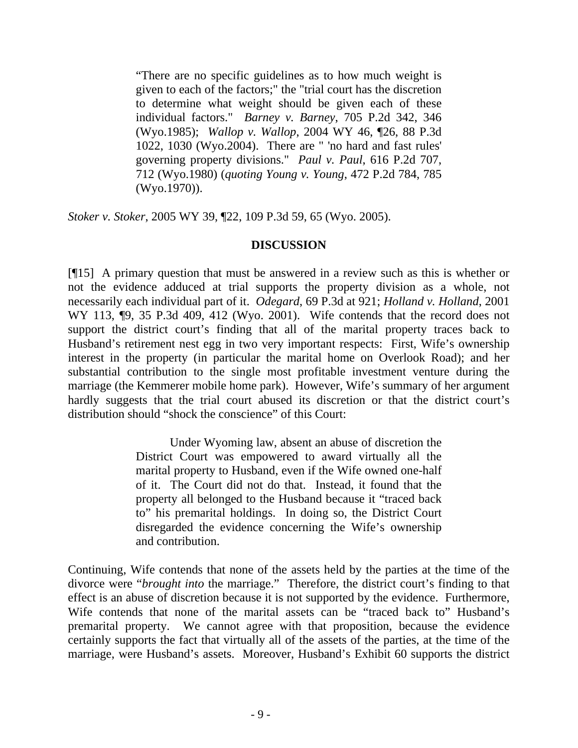> "There are no specific guidelines as to how much weight is given to each of the factors;" the "trial court has the discretion to determine what weight should be given each of these individual factors." *Barney v. Barney*, 705 P.2d 342, 346 (Wyo.1985); *Wallop v. Wallop*, 2004 WY 46, ¶26, 88 P.3d 1022, 1030 (Wyo.2004). There are " 'no hard and fast rules' governing property divisions." *Paul v. Paul*, 616 P.2d 707, 712 (Wyo.1980) (*quoting Young v. Young*, 472 P.2d 784, 785 (Wyo.1970)).

*Stoker v. Stoker*, 2005 WY 39, ¶22, 109 P.3d 59, 65 (Wyo. 2005).

## DISCUSSION

[¶15] A primary question that must be answered in a review such as this is whether or not the evidence adduced at trial supports the property division as a whole, not necessarily each individual part of it. *Odegard*, 69 P.3d at 921; *Holland v. Holland*, 2001 WY 113, ¶9, 35 P.3d 409, 412 (Wyo. 2001). Wife contends that the record does not support the district court's finding that all of the marital property traces back to Husband's retirement nest egg in two very important respects: First, Wife's ownership interest in the property (in particular the marital home on Overlook Road); and her substantial contribution to the single most profitable investment venture during the marriage (the Kemmerer mobile home park). However, Wife's summary of her argument hardly suggests that the trial court abused its discretion or that the district court's distribution should "shock the conscience" of this Court:

> Under Wyoming law, absent an abuse of discretion the District Court was empowered to award virtually all the marital property to Husband, even if the Wife owned one-half of it. The Court did not do that. Instead, it found that the property all belonged to the Husband because it "traced back to" his premarital holdings. In doing so, the District Court disregarded the evidence concerning the Wife's ownership and contribution.

Continuing, Wife contends that none of the assets held by the parties at the time of the divorce were "*brought into* the marriage." Therefore, the district court's finding to that effect is an abuse of discretion because it is not supported by the evidence. Furthermore, Wife contends that none of the marital assets can be "traced back to" Husband's premarital property. We cannot agree with that proposition, because the evidence certainly supports the fact that virtually all of the assets of the parties, at the time of the marriage, were Husband's assets. Moreover, Husband's Exhibit 60 supports the district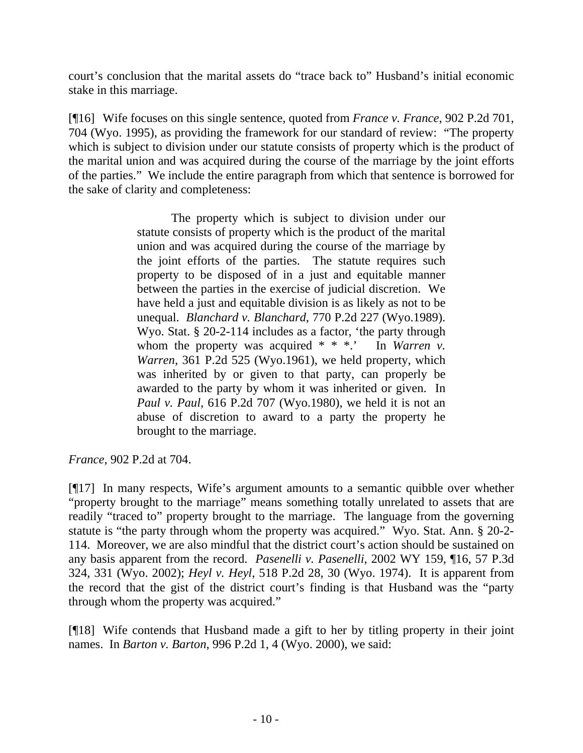court's conclusion that the marital assets do "trace back to" Husband's initial economic stake in this marriage.

[¶16] Wife focuses on this single sentence, quoted from *France v. France*, 902 P.2d 701, 704 (Wyo. 1995), as providing the framework for our standard of review: "The property which is subject to division under our statute consists of property which is the product of the marital union and was acquired during the course of the marriage by the joint efforts of the parties." We include the entire paragraph from which that sentence is borrowed for the sake of clarity and completeness:

> The property which is subject to division under our statute consists of property which is the product of the marital union and was acquired during the course of the marriage by the joint efforts of the parties. The statute requires such property to be disposed of in a just and equitable manner between the parties in the exercise of judicial discretion. We have held a just and equitable division is as likely as not to be unequal. *Blanchard v. Blanchard*, 770 P.2d 227 (Wyo.1989). Wyo. Stat. § 20-2-114 includes as a factor, 'the party through whom the property was acquired * * *.' In *Warren v. Warren*, 361 P.2d 525 (Wyo.1961), we held property, which was inherited by or given to that party, can properly be awarded to the party by whom it was inherited or given. In *Paul v. Paul*, 616 P.2d 707 (Wyo.1980), we held it is not an abuse of discretion to award to a party the property he brought to the marriage.

*France*, 902 P.2d at 704.

[¶17] In many respects, Wife's argument amounts to a semantic quibble over whether "property brought to the marriage" means something totally unrelated to assets that are readily "traced to" property brought to the marriage. The language from the governing statute is "the party through whom the property was acquired." Wyo. Stat. Ann. § 20-2-114. Moreover, we are also mindful that the district court's action should be sustained on any basis apparent from the record. *Pasenelli v. Pasenelli*, 2002 WY 159, ¶16, 57 P.3d 324, 331 (Wyo. 2002); *Heyl v. Heyl*, 518 P.2d 28, 30 (Wyo. 1974). It is apparent from the record that the gist of the district court's finding is that Husband was the "party through whom the property was acquired."

[¶18] Wife contends that Husband made a gift to her by titling property in their joint names. In *Barton v. Barton*, 996 P.2d 1, 4 (Wyo. 2000), we said: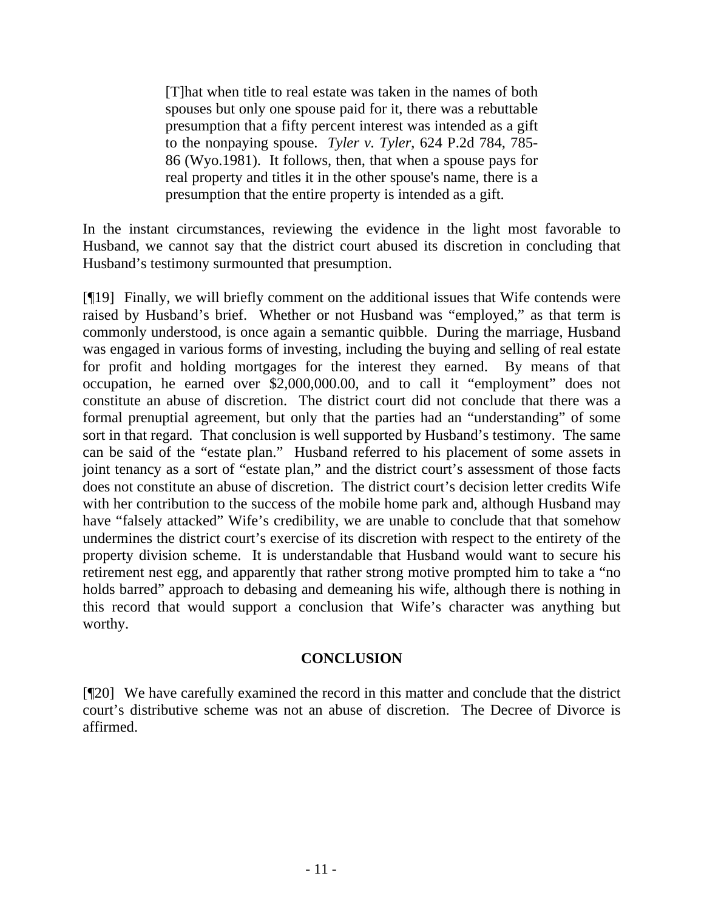> [T]hat when title to real estate was taken in the names of both spouses but only one spouse paid for it, there was a rebuttable presumption that a fifty percent interest was intended as a gift to the nonpaying spouse. *Tyler v. Tyler*, 624 P.2d 784, 785-86 (Wyo.1981). It follows, then, that when a spouse pays for real property and titles it in the other spouse's name, there is a presumption that the entire property is intended as a gift.

In the instant circumstances, reviewing the evidence in the light most favorable to Husband, we cannot say that the district court abused its discretion in concluding that Husband's testimony surmounted that presumption.

[¶19] Finally, we will briefly comment on the additional issues that Wife contends were raised by Husband's brief. Whether or not Husband was "employed," as that term is commonly understood, is once again a semantic quibble. During the marriage, Husband was engaged in various forms of investing, including the buying and selling of real estate for profit and holding mortgages for the interest they earned. By means of that occupation, he earned over $2,000,000.00, and to call it "employment" does not constitute an abuse of discretion. The district court did not conclude that there was a formal prenuptial agreement, but only that the parties had an "understanding" of some sort in that regard. That conclusion is well supported by Husband's testimony. The same can be said of the "estate plan." Husband referred to his placement of some assets in joint tenancy as a sort of "estate plan," and the district court's assessment of those facts does not constitute an abuse of discretion. The district court's decision letter credits Wife with her contribution to the success of the mobile home park and, although Husband may have "falsely attacked" Wife's credibility, we are unable to conclude that that somehow undermines the district court's exercise of its discretion with respect to the entirety of the property division scheme. It is understandable that Husband would want to secure his retirement nest egg, and apparently that rather strong motive prompted him to take a "no holds barred" approach to debasing and demeaning his wife, although there is nothing in this record that would support a conclusion that Wife's character was anything but worthy.

## CONCLUSION

[¶20] We have carefully examined the record in this matter and conclude that the district court's distributive scheme was not an abuse of discretion. The Decree of Divorce is affirmed.